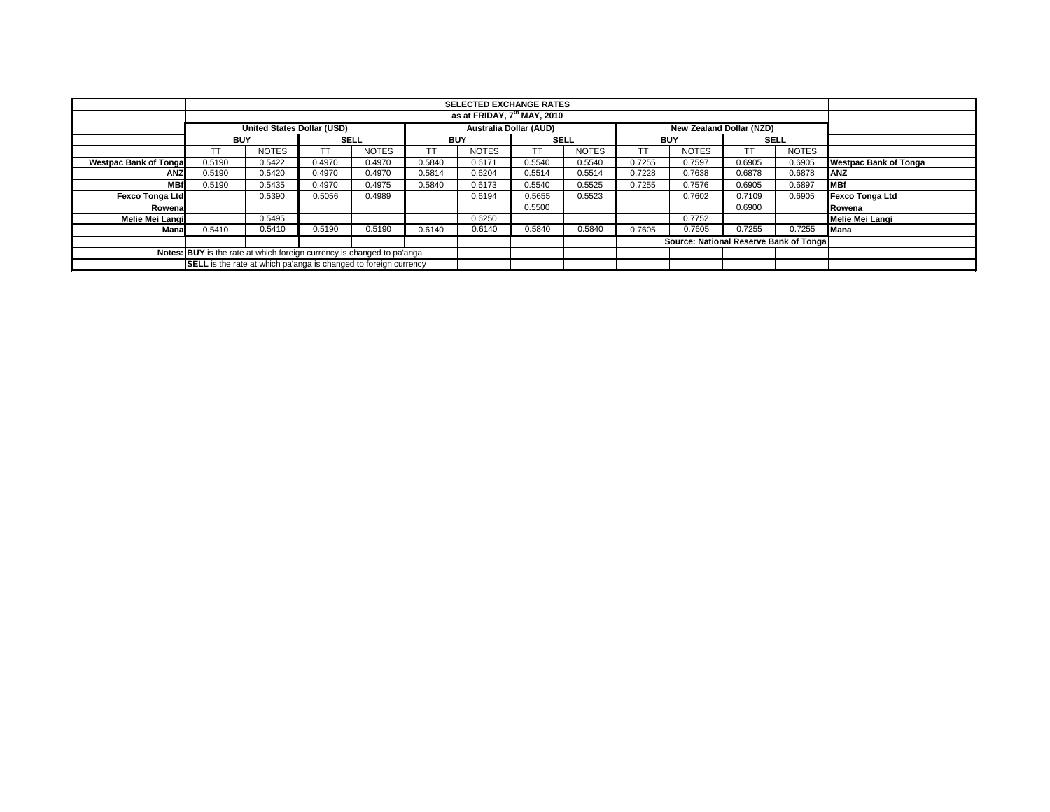| | SELECTED EXCHANGE RATES | | | | | | | | | | | | |
|---|---|---|---|---|---|---|---|---|---|---|---|---|---|
| | as at FRIDAY, 7th MAY, 2010 | | | | | | | | | | | | |
| | United States Dollar (USD) | | | | Australia Dollar (AUD) | | | | New Zealand Dollar (NZD) | | | | |
| | BUY | | SELL | | BUY | | SELL | | BUY | | SELL | | |
| | TT | NOTES | TT | NOTES | TT | NOTES | TT | NOTES | TT | NOTES | TT | NOTES | |
| **Westpac Bank of Tonga** | 0.5190 | 0.5422 | 0.4970 | 0.4970 | 0.5840 | 0.6171 | 0.5540 | 0.5540 | 0.7255 | 0.7597 | 0.6905 | 0.6905 | **Westpac Bank of Tonga** |
| **ANZ** | 0.5190 | 0.5420 | 0.4970 | 0.4970 | 0.5814 | 0.6204 | 0.5514 | 0.5514 | 0.7228 | 0.7638 | 0.6878 | 0.6878 | **ANZ** |
| **MBf** | 0.5190 | 0.5435 | 0.4970 | 0.4975 | 0.5840 | 0.6173 | 0.5540 | 0.5525 | 0.7255 | 0.7576 | 0.6905 | 0.6897 | **MBf** |
| **Fexco Tonga Ltd** | | 0.5390 | 0.5056 | 0.4989 | | 0.6194 | 0.5655 | 0.5523 | | 0.7602 | 0.7109 | 0.6905 | **Fexco Tonga Ltd** |
| **Rowena** | | | | | | | 0.5500 | | | | 0.6900 | | **Rowena** |
| **Melie Mei Langi** | | 0.5495 | | | | 0.6250 | | | | 0.7752 | | | **Melie Mei Langi** |
| **Mana** | 0.5410 | 0.5410 | 0.5190 | 0.5190 | 0.6140 | 0.6140 | 0.5840 | 0.5840 | 0.7605 | 0.7605 | 0.7255 | 0.7255 | **Mana** |
| | | | | | | | | | **Source: National Reserve Bank of Tonga** | | | | |
| **Notes:** | **BUY** is the rate at which foreign currency is changed to pa'anga | | | | | | | | | | | | |
| | **SELL** is the rate at which pa'anga is changed to foreign currency | | | | | | | | | | | | |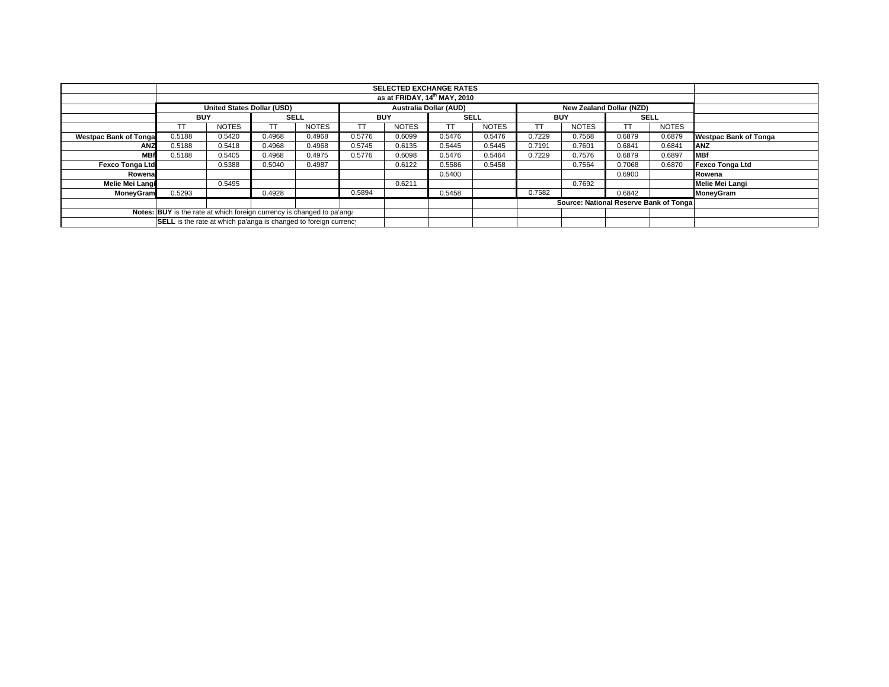| | SELECTED EXCHANGE RATES | | | | | | | | | | | | |
|---|---|---|---|---|---|---|---|---|---|---|---|---|---|
| | as at FRIDAY, 14th MAY, 2010 | | | | | | | | | | | | |
| | United States Dollar (USD) | | | | Australia Dollar (AUD) | | | | New Zealand Dollar (NZD) | | | | |
| | BUY | | SELL | | BUY | | SELL | | BUY | | SELL | | |
| | TT | NOTES | TT | NOTES | TT | NOTES | TT | NOTES | TT | NOTES | TT | NOTES | |
| **Westpac Bank of Tonga** | 0.5188 | 0.5420 | 0.4968 | 0.4968 | 0.5776 | 0.6099 | 0.5476 | 0.5476 | 0.7229 | 0.7568 | 0.6879 | 0.6879 | **Westpac Bank of Tonga** |
| **ANZ** | 0.5188 | 0.5418 | 0.4968 | 0.4968 | 0.5745 | 0.6135 | 0.5445 | 0.5445 | 0.7191 | 0.7601 | 0.6841 | 0.6841 | **ANZ** |
| **MBf** | 0.5188 | 0.5405 | 0.4968 | 0.4975 | 0.5776 | 0.6098 | 0.5476 | 0.5464 | 0.7229 | 0.7576 | 0.6879 | 0.6897 | **MBf** |
| **Fexco Tonga Ltd** | | 0.5388 | 0.5040 | 0.4987 | | 0.6122 | 0.5586 | 0.5458 | | 0.7564 | 0.7068 | 0.6870 | **Fexco Tonga Ltd** |
| **Rowena** | | | | | | | 0.5400 | | | | 0.6900 | | **Rowena** |
| **Melie Mei Langi** | | 0.5495 | | | | 0.6211 | | | | 0.7692 | | | **Melie Mei Langi** |
| **MoneyGram** | 0.5293 | | 0.4928 | | 0.5894 | | 0.5458 | | 0.7582 | | 0.6842 | | **MoneyGram** |
| | | | | | | | | | **Source: National Reserve Bank of Tonga** | | | | |
| **Notes:** | **BUY** is the rate at which foreign currency is changed to pa'anga | | | | | | | | | | | | |
| | **SELL** is the rate at which pa'anga is changed to foreign currency | | | | | | | | | | | | |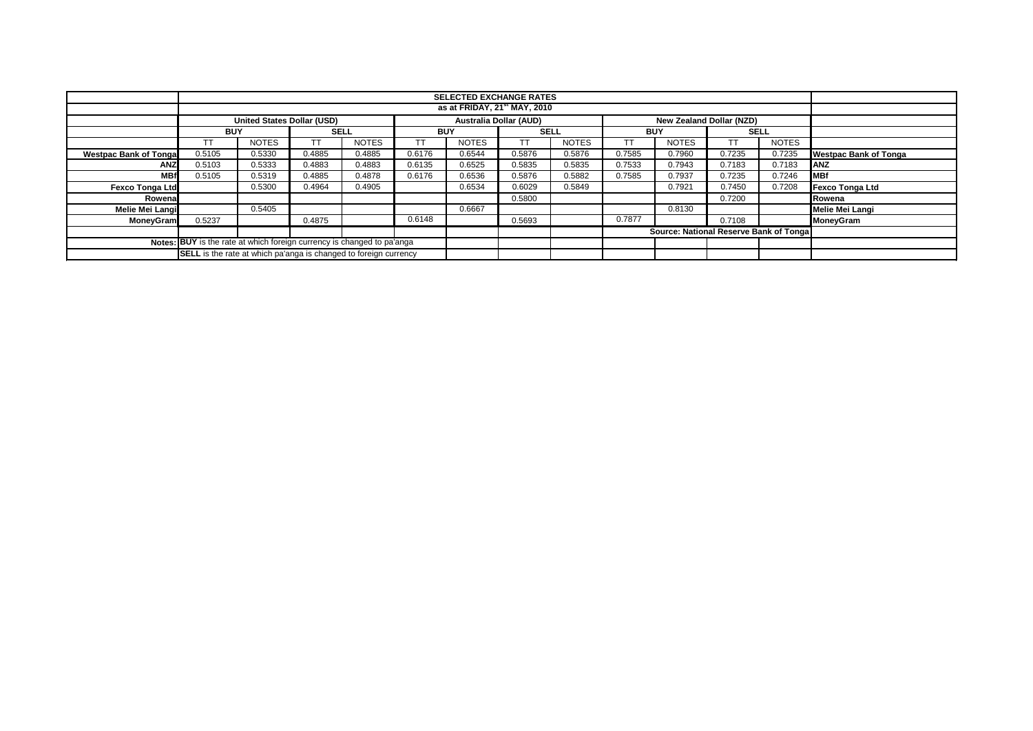| | SELECTED EXCHANGE RATES | | | | | | | | | | | | |
|---|---|---|---|---|---|---|---|---|---|---|---|---|---|
| | as at FRIDAY, 21st MAY, 2010 | | | | | | | | | | | | |
| | United States Dollar (USD) | | | | Australia Dollar (AUD) | | | | New Zealand Dollar (NZD) | | | | |
| | BUY | | SELL | | BUY | | SELL | | BUY | | SELL | | |
| | TT | NOTES | TT | NOTES | TT | NOTES | TT | NOTES | TT | NOTES | TT | NOTES | |
| Westpac Bank of Tonga | 0.5105 | 0.5330 | 0.4885 | 0.4885 | 0.6176 | 0.6544 | 0.5876 | 0.5876 | 0.7585 | 0.7960 | 0.7235 | 0.7235 | Westpac Bank of Tonga |
| ANZ | 0.5103 | 0.5333 | 0.4883 | 0.4883 | 0.6135 | 0.6525 | 0.5835 | 0.5835 | 0.7533 | 0.7943 | 0.7183 | 0.7183 | ANZ |
| MBf | 0.5105 | 0.5319 | 0.4885 | 0.4878 | 0.6176 | 0.6536 | 0.5876 | 0.5882 | 0.7585 | 0.7937 | 0.7235 | 0.7246 | MBf |
| Fexco Tonga Ltd | | 0.5300 | 0.4964 | 0.4905 | | 0.6534 | 0.6029 | 0.5849 | | 0.7921 | 0.7450 | 0.7208 | Fexco Tonga Ltd |
| Rowena | | | | | | | 0.5800 | | | | 0.7200 | | Rowena |
| Melie Mei Langi | | 0.5405 | | | | 0.6667 | | | | 0.8130 | | | Melie Mei Langi |
| MoneyGram | 0.5237 | | 0.4875 | | 0.6148 | | 0.5693 | | 0.7877 | | 0.7108 | | MoneyGram |
| | | | | | | | | | Source: National Reserve Bank of Tonga | | | | |
| Notes: | **BUY** is the rate at which foreign currency is changed to pa'anga | | | | | | | | | | | | |
| | **SELL** is the rate at which pa'anga is changed to foreign currency | | | | | | | | | | | | |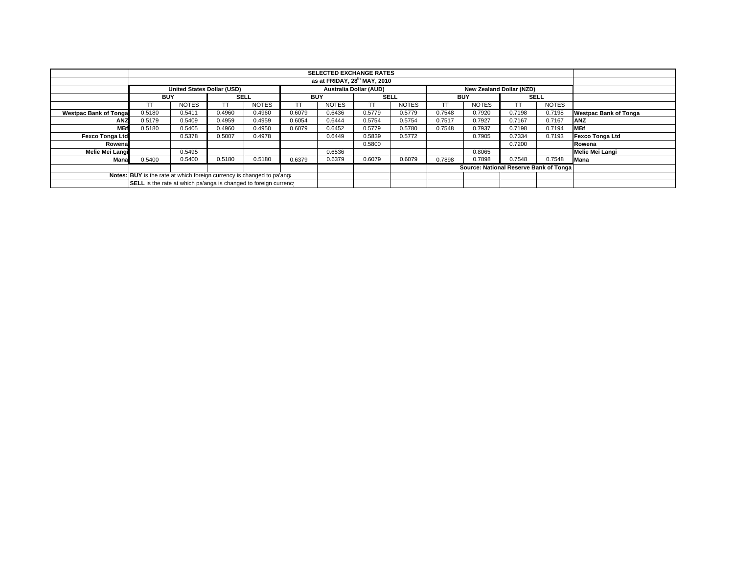| | SELECTED EXCHANGE RATES | | | | | | | | | | | | |
|---|---|---|---|---|---|---|---|---|---|---|---|---|---|
| | as at FRIDAY, 28th MAY, 2010 | | | | | | | | | | | | |
| | United States Dollar (USD) | | | | Australia Dollar (AUD) | | | | New Zealand Dollar (NZD) | | | | |
| | BUY | | SELL | | BUY | | SELL | | BUY | | SELL | | |
| | TT | NOTES | TT | NOTES | TT | NOTES | TT | NOTES | TT | NOTES | TT | NOTES | |
| **Westpac Bank of Tonga** | 0.5180 | 0.5411 | 0.4960 | 0.4960 | 0.6079 | 0.6436 | 0.5779 | 0.5779 | 0.7548 | 0.7920 | 0.7198 | 0.7198 | **Westpac Bank of Tonga** |
| **ANZ** | 0.5179 | 0.5409 | 0.4959 | 0.4959 | 0.6054 | 0.6444 | 0.5754 | 0.5754 | 0.7517 | 0.7927 | 0.7167 | 0.7167 | **ANZ** |
| **MBf** | 0.5180 | 0.5405 | 0.4960 | 0.4950 | 0.6079 | 0.6452 | 0.5779 | 0.5780 | 0.7548 | 0.7937 | 0.7198 | 0.7194 | **MBf** |
| **Fexco Tonga Ltd** | | 0.5378 | 0.5007 | 0.4978 | | 0.6449 | 0.5839 | 0.5772 | | 0.7905 | 0.7334 | 0.7193 | **Fexco Tonga Ltd** |
| **Rowena** | | | | | | | 0.5800 | | | | 0.7200 | | **Rowena** |
| **Melie Mei Langi** | | 0.5495 | | | | 0.6536 | | | | 0.8065 | | | **Melie Mei Langi** |
| **Mana** | 0.5400 | 0.5400 | 0.5180 | 0.5180 | 0.6379 | 0.6379 | 0.6079 | 0.6079 | 0.7898 | 0.7898 | 0.7548 | 0.7548 | **Mana** |
| | | | | | | | | | **Source: National Reserve Bank of Tonga** | | | | |
| **Notes:** | **BUY** is the rate at which foreign currency is changed to pa'anga | | | | | | | | | | | | |
| | **SELL** is the rate at which pa'anga is changed to foreign currency | | | | | | | | | | | | |